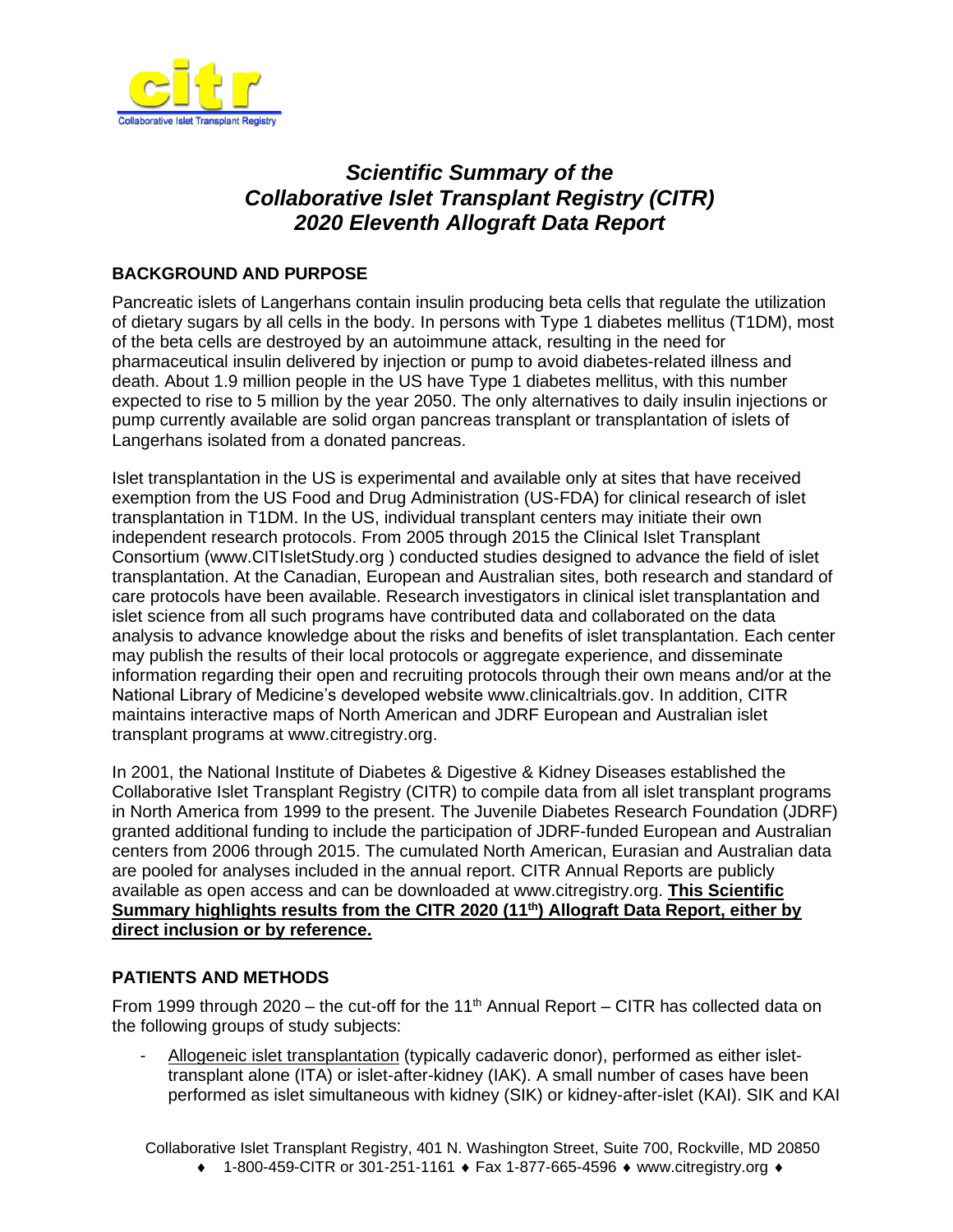# *Scientific Summary of the Collaborative Islet Transplant Registry (CITR) 2020 Eleventh Allograft Data Report*

## BACKGROUND AND PURPOSE

Pancreatic islets of Langerhans contain insulin producing beta cells that regulate the utilization of dietary sugars by all cells in the body. In persons with Type 1 diabetes mellitus (T1DM), most of the beta cells are destroyed by an autoimmune attack, resulting in the need for pharmaceutical insulin delivered by injection or pump to avoid diabetes-related illness and death. About 1.9 million people in the US have Type 1 diabetes mellitus, with this number expected to rise to 5 million by the year 2050. The only alternatives to daily insulin injections or pump currently available are solid organ pancreas transplant or transplantation of islets of Langerhans isolated from a donated pancreas.

Islet transplantation in the US is experimental and available only at sites that have received exemption from the US Food and Drug Administration (US-FDA) for clinical research of islet transplantation in T1DM. In the US, individual transplant centers may initiate their own independent research protocols. From 2005 through 2015 the Clinical Islet Transplant Consortium (www.CITIsletStudy.org ) conducted studies designed to advance the field of islet transplantation. At the Canadian, European and Australian sites, both research and standard of care protocols have been available. Research investigators in clinical islet transplantation and islet science from all such programs have contributed data and collaborated on the data analysis to advance knowledge about the risks and benefits of islet transplantation. Each center may publish the results of their local protocols or aggregate experience, and disseminate information regarding their open and recruiting protocols through their own means and/or at the National Library of Medicine's developed website www.clinicaltrials.gov. In addition, CITR maintains interactive maps of North American and JDRF European and Australian islet transplant programs at www.citregistry.org.

In 2001, the National Institute of Diabetes & Digestive & Kidney Diseases established the Collaborative Islet Transplant Registry (CITR) to compile data from all islet transplant programs in North America from 1999 to the present. The Juvenile Diabetes Research Foundation (JDRF) granted additional funding to include the participation of JDRF-funded European and Australian centers from 2006 through 2015. The cumulated North American, Eurasian and Australian data are pooled for analyses included in the annual report. CITR Annual Reports are publicly available as open access and can be downloaded at www.citregistry.org. **This Scientific Summary highlights results from the CITR 2020 (11th) Allograft Data Report, either by direct inclusion or by reference.**

## PATIENTS AND METHODS

From 1999 through 2020 – the cut-off for the 11th Annual Report – CITR has collected data on the following groups of study subjects:

- Allogeneic islet transplantation (typically cadaveric donor), performed as either islet-transplant alone (ITA) or islet-after-kidney (IAK). A small number of cases have been performed as islet simultaneous with kidney (SIK) or kidney-after-islet (KAI). SIK and KAI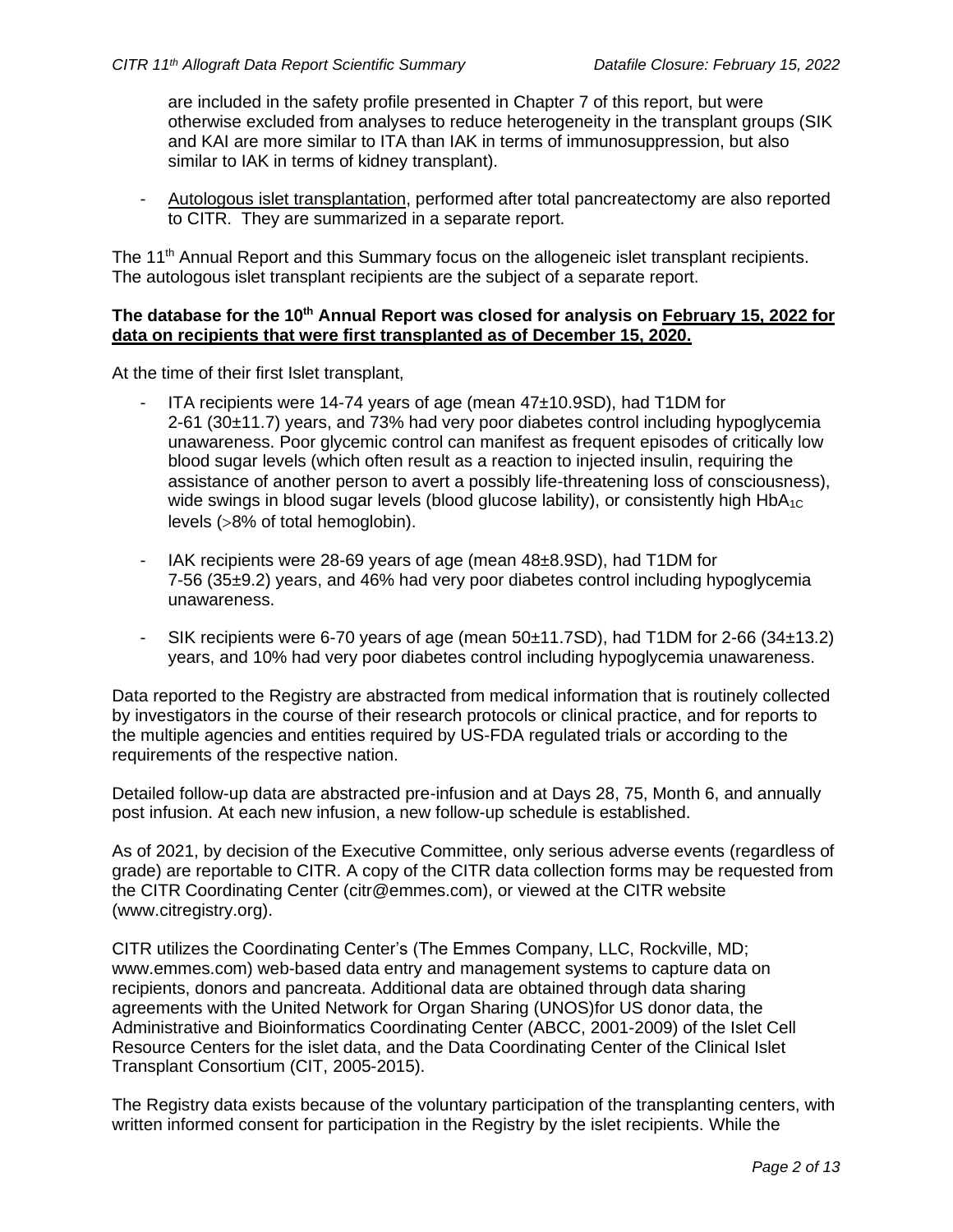are included in the safety profile presented in Chapter 7 of this report, but were otherwise excluded from analyses to reduce heterogeneity in the transplant groups (SIK and KAI are more similar to ITA than IAK in terms of immunosuppression, but also similar to IAK in terms of kidney transplant).

- Autologous islet transplantation, performed after total pancreatectomy are also reported to CITR. They are summarized in a separate report.

The 11th Annual Report and this Summary focus on the allogeneic islet transplant recipients. The autologous islet transplant recipients are the subject of a separate report.

**The database for the 10th Annual Report was closed for analysis on February 15, 2022 for data on recipients that were first transplanted as of December 15, 2020.**

At the time of their first Islet transplant,

- ITA recipients were 14-74 years of age (mean 47±10.9SD), had T1DM for 2-61 (30±11.7) years, and 73% had very poor diabetes control including hypoglycemia unawareness. Poor glycemic control can manifest as frequent episodes of critically low blood sugar levels (which often result as a reaction to injected insulin, requiring the assistance of another person to avert a possibly life-threatening loss of consciousness), wide swings in blood sugar levels (blood glucose lability), or consistently high $HbA_{1C}$ levels (>8% of total hemoglobin).

- IAK recipients were 28-69 years of age (mean 48±8.9SD), had T1DM for 7-56 (35±9.2) years, and 46% had very poor diabetes control including hypoglycemia unawareness.

- SIK recipients were 6-70 years of age (mean 50±11.7SD), had T1DM for 2-66 (34±13.2) years, and 10% had very poor diabetes control including hypoglycemia unawareness.

Data reported to the Registry are abstracted from medical information that is routinely collected by investigators in the course of their research protocols or clinical practice, and for reports to the multiple agencies and entities required by US-FDA regulated trials or according to the requirements of the respective nation.

Detailed follow-up data are abstracted pre-infusion and at Days 28, 75, Month 6, and annually post infusion. At each new infusion, a new follow-up schedule is established.

As of 2021, by decision of the Executive Committee, only serious adverse events (regardless of grade) are reportable to CITR. A copy of the CITR data collection forms may be requested from the CITR Coordinating Center (citr@emmes.com), or viewed at the CITR website (www.citregistry.org).

CITR utilizes the Coordinating Center's (The Emmes Company, LLC, Rockville, MD; www.emmes.com) web-based data entry and management systems to capture data on recipients, donors and pancreata. Additional data are obtained through data sharing agreements with the United Network for Organ Sharing (UNOS)for US donor data, the Administrative and Bioinformatics Coordinating Center (ABCC, 2001-2009) of the Islet Cell Resource Centers for the islet data, and the Data Coordinating Center of the Clinical Islet Transplant Consortium (CIT, 2005-2015).

The Registry data exists because of the voluntary participation of the transplanting centers, with written informed consent for participation in the Registry by the islet recipients. While the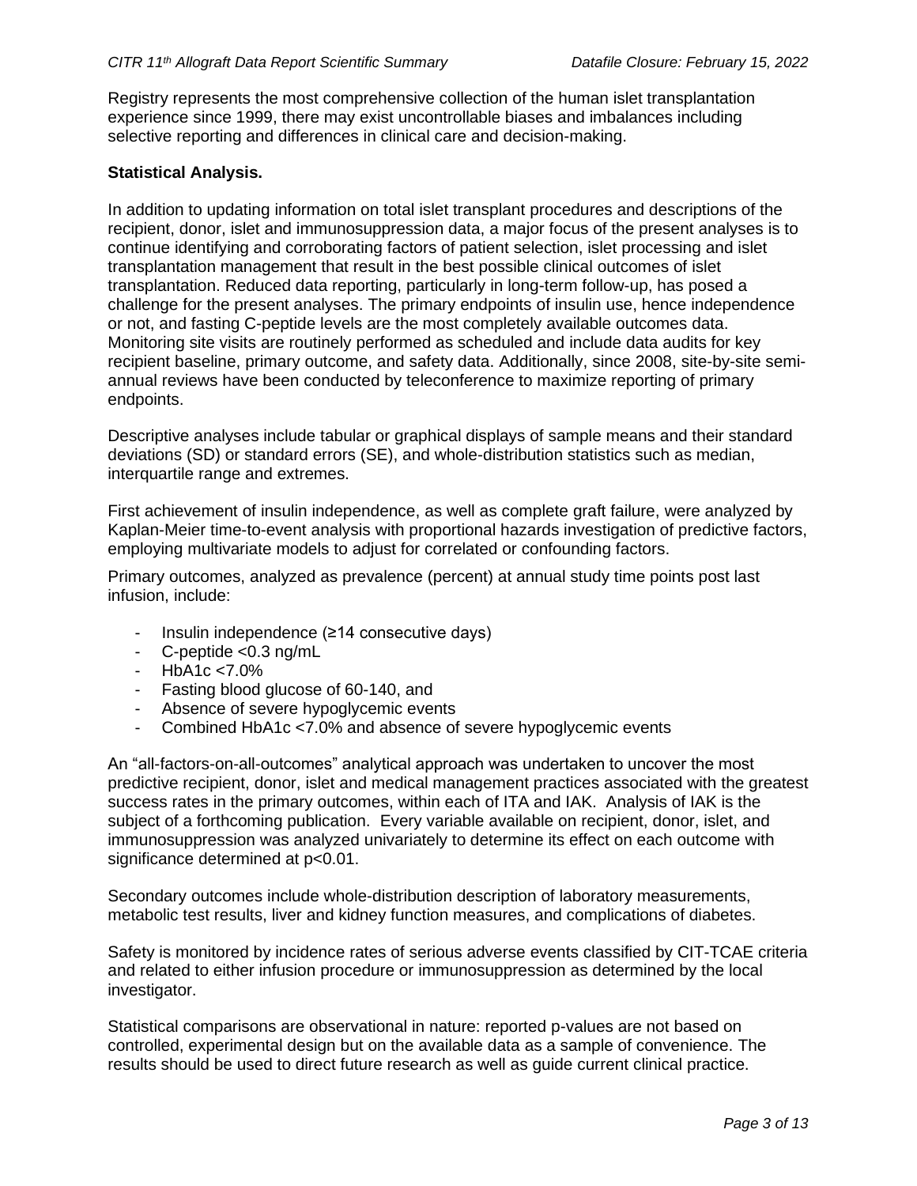Registry represents the most comprehensive collection of the human islet transplantation experience since 1999, there may exist uncontrollable biases and imbalances including selective reporting and differences in clinical care and decision-making.

**Statistical Analysis.**

In addition to updating information on total islet transplant procedures and descriptions of the recipient, donor, islet and immunosuppression data, a major focus of the present analyses is to continue identifying and corroborating factors of patient selection, islet processing and islet transplantation management that result in the best possible clinical outcomes of islet transplantation. Reduced data reporting, particularly in long-term follow-up, has posed a challenge for the present analyses. The primary endpoints of insulin use, hence independence or not, and fasting C-peptide levels are the most completely available outcomes data. Monitoring site visits are routinely performed as scheduled and include data audits for key recipient baseline, primary outcome, and safety data. Additionally, since 2008, site-by-site semi-annual reviews have been conducted by teleconference to maximize reporting of primary endpoints.

Descriptive analyses include tabular or graphical displays of sample means and their standard deviations (SD) or standard errors (SE), and whole-distribution statistics such as median, interquartile range and extremes.

First achievement of insulin independence, as well as complete graft failure, were analyzed by Kaplan-Meier time-to-event analysis with proportional hazards investigation of predictive factors, employing multivariate models to adjust for correlated or confounding factors.

Primary outcomes, analyzed as prevalence (percent) at annual study time points post last infusion, include:

- Insulin independence (≥14 consecutive days)
- C-peptide <0.3 ng/mL
- HbA1c <7.0%
- Fasting blood glucose of 60-140, and
- Absence of severe hypoglycemic events
- Combined HbA1c <7.0% and absence of severe hypoglycemic events

An “all-factors-on-all-outcomes” analytical approach was undertaken to uncover the most predictive recipient, donor, islet and medical management practices associated with the greatest success rates in the primary outcomes, within each of ITA and IAK. Analysis of IAK is the subject of a forthcoming publication. Every variable available on recipient, donor, islet, and immunosuppression was analyzed univariately to determine its effect on each outcome with significance determined at $p<0.01$.

Secondary outcomes include whole-distribution description of laboratory measurements, metabolic test results, liver and kidney function measures, and complications of diabetes.

Safety is monitored by incidence rates of serious adverse events classified by CIT-TCAE criteria and related to either infusion procedure or immunosuppression as determined by the local investigator.

Statistical comparisons are observational in nature: reported p-values are not based on controlled, experimental design but on the available data as a sample of convenience. The results should be used to direct future research as well as guide current clinical practice.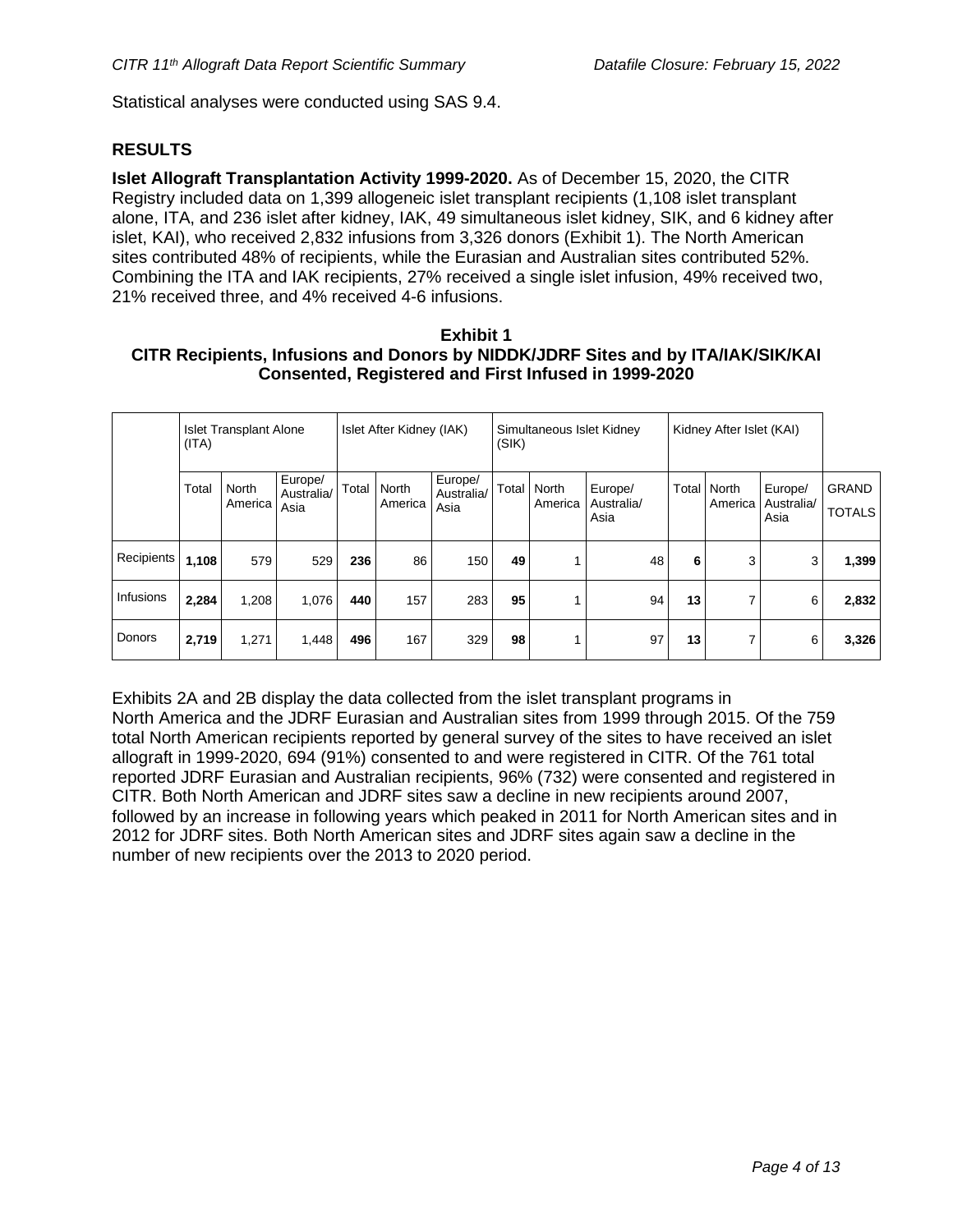Statistical analyses were conducted using SAS 9.4.

## RESULTS

**Islet Allograft Transplantation Activity 1999-2020.** As of December 15, 2020, the CITR Registry included data on 1,399 allogeneic islet transplant recipients (1,108 islet transplant alone, ITA, and 236 islet after kidney, IAK, 49 simultaneous islet kidney, SIK, and 6 kidney after islet, KAI), who received 2,832 infusions from 3,326 donors (Exhibit 1). The North American sites contributed 48% of recipients, while the Eurasian and Australian sites contributed 52%. Combining the ITA and IAK recipients, 27% received a single islet infusion, 49% received two, 21% received three, and 4% received 4-6 infusions.

**Exhibit 1**
**CITR Recipients, Infusions and Donors by NIDDK/JDRF Sites and by ITA/IAK/SIK/KAI Consented, Registered and First Infused in 1999-2020**

| | Islet Transplant Alone (ITA) | | | Islet After Kidney (IAK) | | | Simultaneous Islet Kidney (SIK) | | | Kidney After Islet (KAI) | | | |
|---|---|---|---|---|---|---|---|---|---|---|---|---|---|
| | Total | North America | Europe/ Australia/ Asia | Total | North America | Europe/ Australia/ Asia | Total | North America | Europe/ Australia/ Asia | Total | North America | Europe/ Australia/ Asia | GRAND TOTALS |
| Recipients | **1,108** | 579 | 529 | **236** | 86 | 150 | **49** | 1 | 48 | **6** | 3 | 3 | **1,399** |
| Infusions | **2,284** | 1,208 | 1,076 | **440** | 157 | 283 | **95** | 1 | 94 | **13** | 7 | 6 | **2,832** |
| Donors | **2,719** | 1,271 | 1,448 | **496** | 167 | 329 | **98** | 1 | 97 | **13** | 7 | 6 | **3,326** |

Exhibits 2A and 2B display the data collected from the islet transplant programs in North America and the JDRF Eurasian and Australian sites from 1999 through 2015. Of the 759 total North American recipients reported by general survey of the sites to have received an islet allograft in 1999-2020, 694 (91%) consented to and were registered in CITR. Of the 761 total reported JDRF Eurasian and Australian recipients, 96% (732) were consented and registered in CITR. Both North American and JDRF sites saw a decline in new recipients around 2007, followed by an increase in following years which peaked in 2011 for North American sites and in 2012 for JDRF sites. Both North American sites and JDRF sites again saw a decline in the number of new recipients over the 2013 to 2020 period.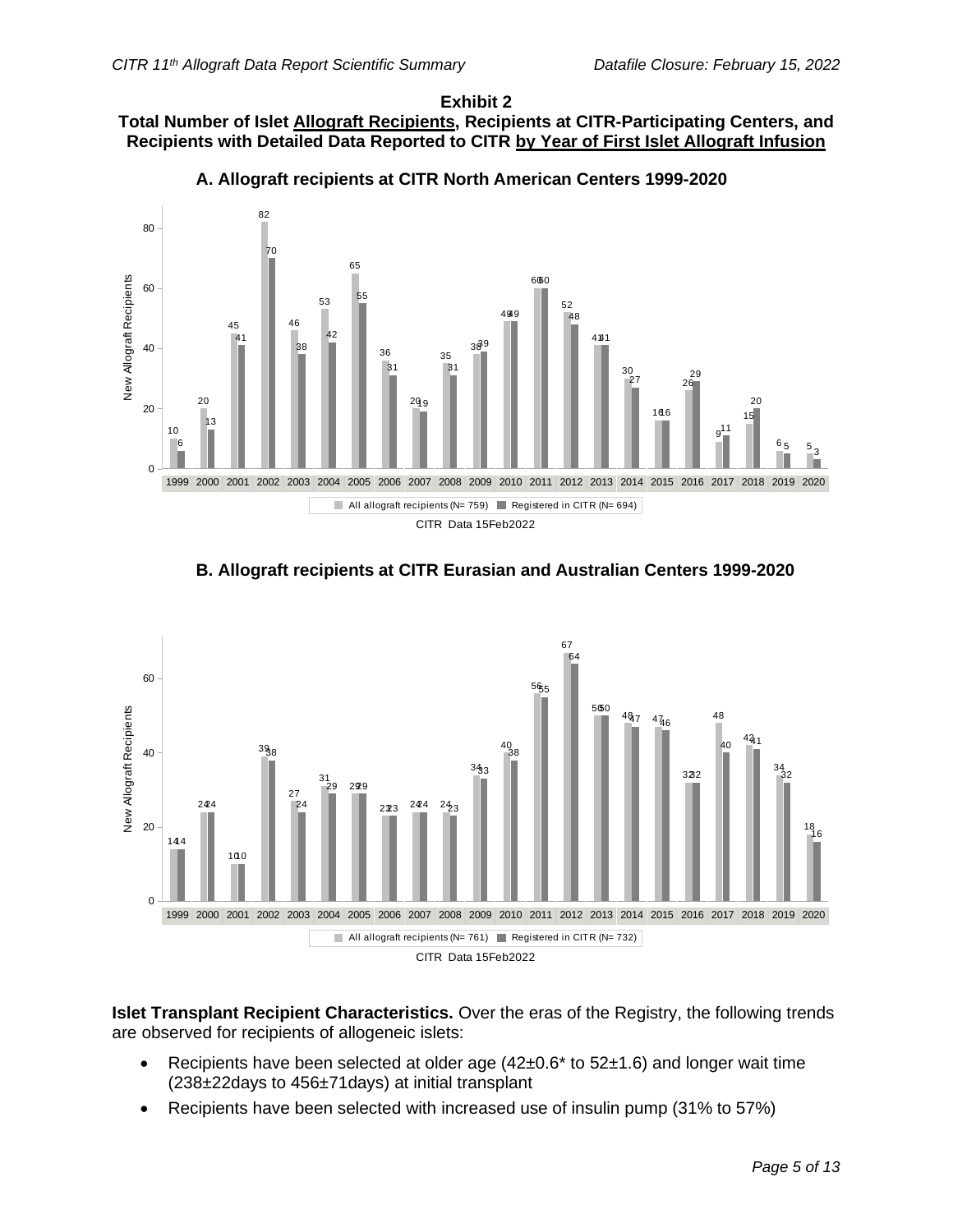**Exhibit 2**

**Total Number of Islet Allograft Recipients, Recipients at CITR-Participating Centers, and Recipients with Detailed Data Reported to CITR by Year of First Islet Allograft Infusion**

**A. Allograft recipients at CITR North American Centers 1999-2020**

| Year | All allograft recipients (N= 759) | Registered in CITR (N= 694) |
|---|---|---|
| 1999 | 10 | 6 |
| 2000 | 20 | 13 |
| 2001 | 45 | 41 |
| 2002 | 82 | 70 |
| 2003 | 46 | 38 |
| 2004 | 53 | 42 |
| 2005 | 65 | 55 |
| 2006 | 36 | 31 |
| 2007 | 20 | 19 |
| 2008 | 35 | 31 |
| 2009 | 38 | 39 |
| 2010 | 49 | 49 |
| 2011 | 60 | 60 |
| 2012 | 52 | 48 |
| 2013 | 41 | 41 |
| 2014 | 30 | 27 |
| 2015 | 16 | 16 |
| 2016 | 26 | 29 |
| 2017 | 9 | 11 |
| 2018 | 15 | 20 |
| 2019 | 6 | 5 |
| 2020 | 5 | 3 |

Y-axis: New Allograft Recipients

CITR Data 15Feb2022

**B. Allograft recipients at CITR Eurasian and Australian Centers 1999-2020**

| Year | All allograft recipients (N= 761) | Registered in CITR (N= 732) |
|---|---|---|
| 1999 | 14 | 14 |
| 2000 | 24 | 24 |
| 2001 | 10 | 10 |
| 2002 | 39 | 38 |
| 2003 | 27 | 24 |
| 2004 | 31 | 29 |
| 2005 | 29 | 29 |
| 2006 | 23 | 23 |
| 2007 | 24 | 24 |
| 2008 | 24 | 23 |
| 2009 | 34 | 33 |
| 2010 | 40 | 38 |
| 2011 | 56 | 55 |
| 2012 | 67 | 64 |
| 2013 | 50 | 50 |
| 2014 | 48 | 47 |
| 2015 | 47 | 46 |
| 2016 | 32 | 32 |
| 2017 | 48 | 40 |
| 2018 | 42 | 41 |
| 2019 | 34 | 32 |
| 2020 | 18 | 16 |

Y-axis: New Allograft Recipients

CITR Data 15Feb2022

**Islet Transplant Recipient Characteristics.** Over the eras of the Registry, the following trends are observed for recipients of allogeneic islets:

- Recipients have been selected at older age (42±0.6* to 52±1.6) and longer wait time (238±22days to 456±71days) at initial transplant
- Recipients have been selected with increased use of insulin pump (31% to 57%)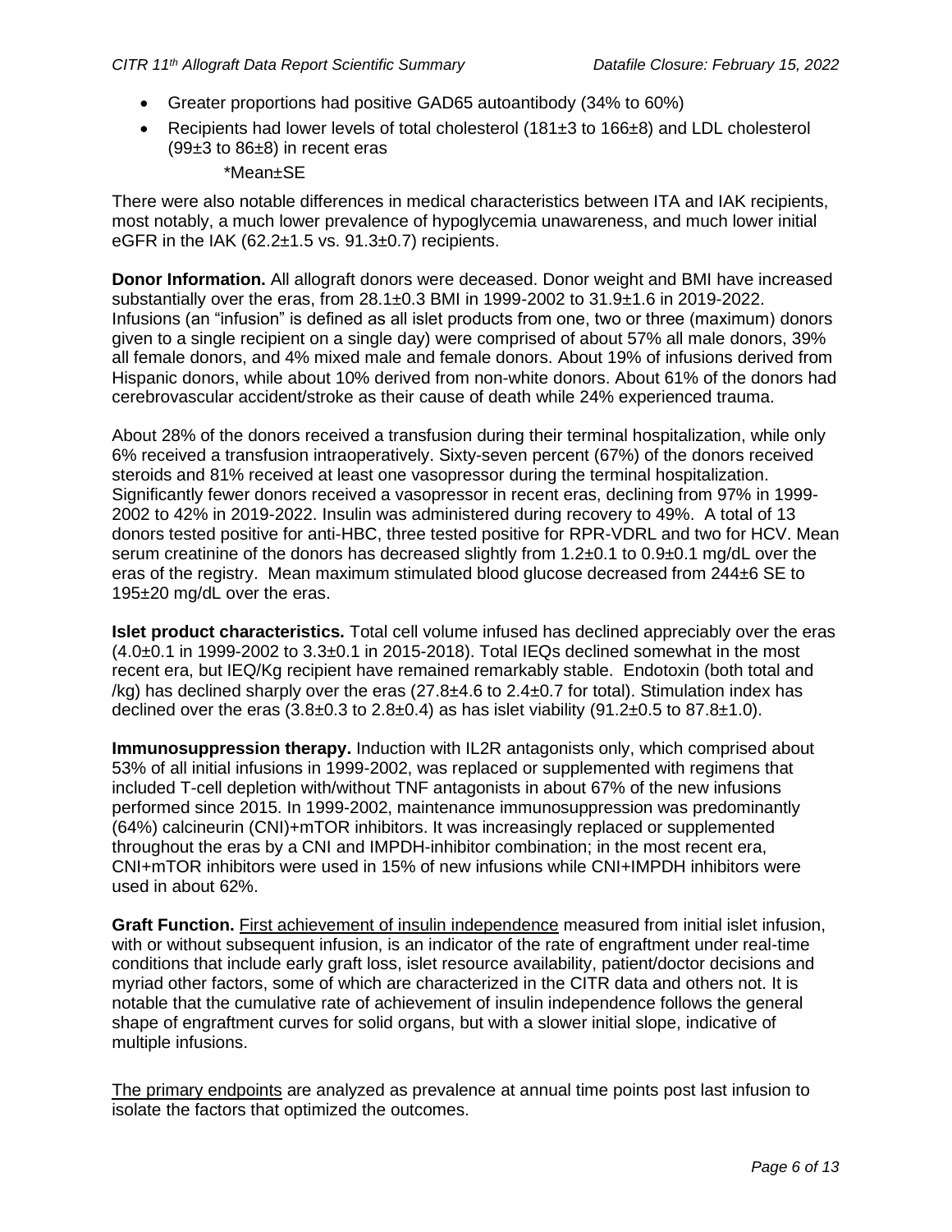- Greater proportions had positive GAD65 autoantibody (34% to 60%)
- Recipients had lower levels of total cholesterol (181±3 to 166±8) and LDL cholesterol (99±3 to 86±8) in recent eras

  *Mean±SE

There were also notable differences in medical characteristics between ITA and IAK recipients, most notably, a much lower prevalence of hypoglycemia unawareness, and much lower initial eGFR in the IAK (62.2±1.5 vs. 91.3±0.7) recipients.

**Donor Information.** All allograft donors were deceased. Donor weight and BMI have increased substantially over the eras, from 28.1±0.3 BMI in 1999-2002 to 31.9±1.6 in 2019-2022. Infusions (an "infusion" is defined as all islet products from one, two or three (maximum) donors given to a single recipient on a single day) were comprised of about 57% all male donors, 39% all female donors, and 4% mixed male and female donors. About 19% of infusions derived from Hispanic donors, while about 10% derived from non-white donors. About 61% of the donors had cerebrovascular accident/stroke as their cause of death while 24% experienced trauma.

About 28% of the donors received a transfusion during their terminal hospitalization, while only 6% received a transfusion intraoperatively. Sixty-seven percent (67%) of the donors received steroids and 81% received at least one vasopressor during the terminal hospitalization. Significantly fewer donors received a vasopressor in recent eras, declining from 97% in 1999-2002 to 42% in 2019-2022. Insulin was administered during recovery to 49%. A total of 13 donors tested positive for anti-HBC, three tested positive for RPR-VDRL and two for HCV. Mean serum creatinine of the donors has decreased slightly from 1.2±0.1 to 0.9±0.1 mg/dL over the eras of the registry. Mean maximum stimulated blood glucose decreased from 244±6 SE to 195±20 mg/dL over the eras.

**Islet product characteristics.** Total cell volume infused has declined appreciably over the eras (4.0±0.1 in 1999-2002 to 3.3±0.1 in 2015-2018). Total IEQs declined somewhat in the most recent era, but IEQ/Kg recipient have remained remarkably stable. Endotoxin (both total and /kg) has declined sharply over the eras (27.8±4.6 to 2.4±0.7 for total). Stimulation index has declined over the eras (3.8±0.3 to 2.8±0.4) as has islet viability (91.2±0.5 to 87.8±1.0).

**Immunosuppression therapy.** Induction with IL2R antagonists only, which comprised about 53% of all initial infusions in 1999-2002, was replaced or supplemented with regimens that included T-cell depletion with/without TNF antagonists in about 67% of the new infusions performed since 2015. In 1999-2002, maintenance immunosuppression was predominantly (64%) calcineurin (CNI)+mTOR inhibitors. It was increasingly replaced or supplemented throughout the eras by a CNI and IMPDH-inhibitor combination; in the most recent era, CNI+mTOR inhibitors were used in 15% of new infusions while CNI+IMPDH inhibitors were used in about 62%.

**Graft Function.** First achievement of insulin independence measured from initial islet infusion, with or without subsequent infusion, is an indicator of the rate of engraftment under real-time conditions that include early graft loss, islet resource availability, patient/doctor decisions and myriad other factors, some of which are characterized in the CITR data and others not. It is notable that the cumulative rate of achievement of insulin independence follows the general shape of engraftment curves for solid organs, but with a slower initial slope, indicative of multiple infusions.

The primary endpoints are analyzed as prevalence at annual time points post last infusion to isolate the factors that optimized the outcomes.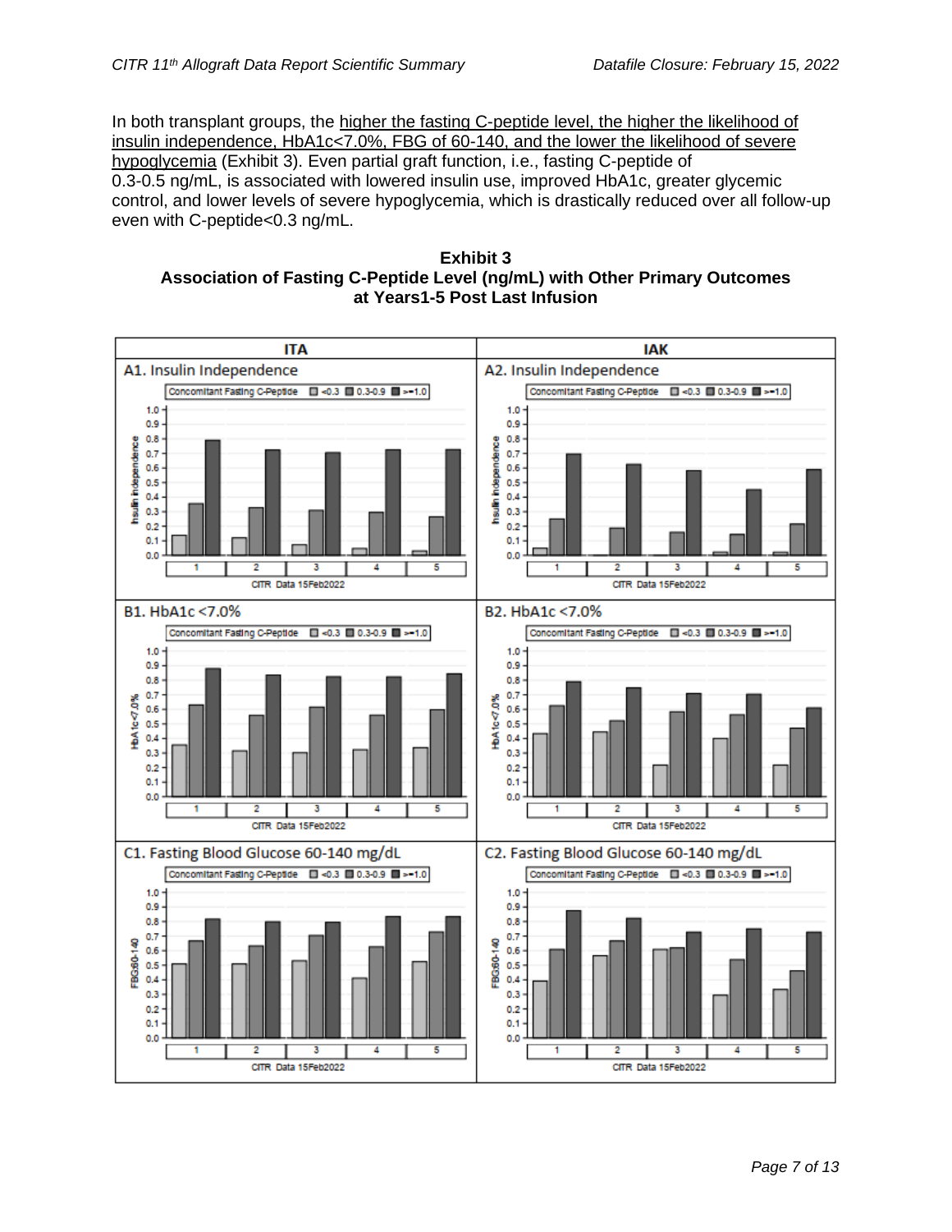In both transplant groups, the higher the fasting C-peptide level, the higher the likelihood of insulin independence, HbA1c<7.0%, FBG of 60-140, and the lower the likelihood of severe hypoglycemia (Exhibit 3). Even partial graft function, i.e., fasting C-peptide of 0.3-0.5 ng/mL, is associated with lowered insulin use, improved HbA1c, greater glycemic control, and lower levels of severe hypoglycemia, which is drastically reduced over all follow-up even with C-peptide<0.3 ng/mL.

**Exhibit 3**
**Association of Fasting C-Peptide Level (ng/mL) with Other Primary Outcomes at Years1-5 Post Last Infusion**

| ITA | IAK |
|---|---|
| A1. Insulin Independence | A2. Insulin Independence |
| B1. HbA1c <7.0% | B2. HbA1c <7.0% |
| C1. Fasting Blood Glucose 60-140 mg/dL | C2. Fasting Blood Glucose 60-140 mg/dL |

Concomitant Fasting C-Peptide: <0.3, 0.3-0.9, >=1.0

CITR Data 15Feb2022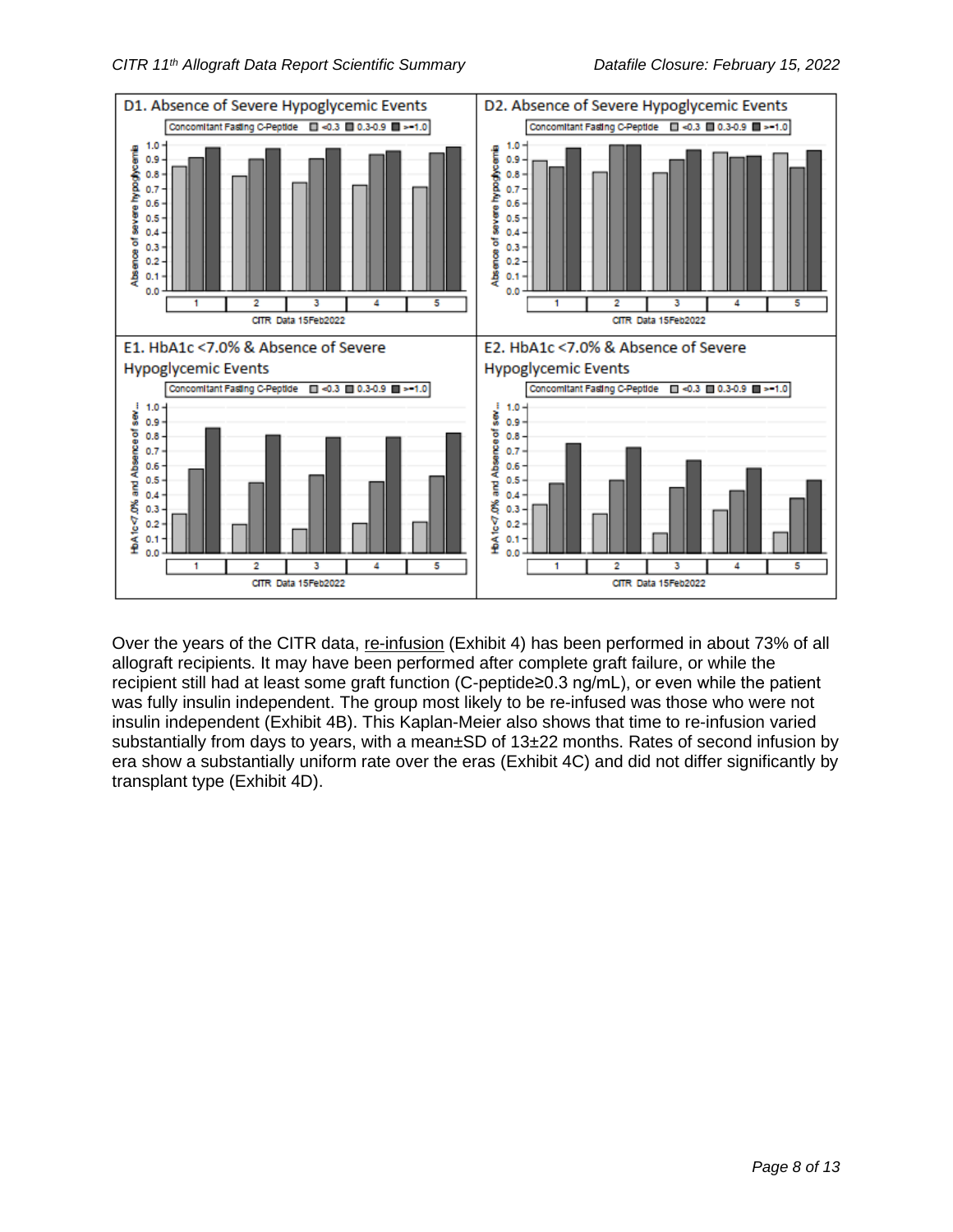D1. Absence of Severe Hypoglycemic Events

D2. Absence of Severe Hypoglycemic Events

E1. HbA1c <7.0% & Absence of Severe Hypoglycemic Events

E2. HbA1c <7.0% & Absence of Severe Hypoglycemic Events

Over the years of the CITR data, re-infusion (Exhibit 4) has been performed in about 73% of all allograft recipients. It may have been performed after complete graft failure, or while the recipient still had at least some graft function (C-peptide≥0.3 ng/mL), or even while the patient was fully insulin independent. The group most likely to be re-infused was those who were not insulin independent (Exhibit 4B). This Kaplan-Meier also shows that time to re-infusion varied substantially from days to years, with a mean±SD of 13±22 months. Rates of second infusion by era show a substantially uniform rate over the eras (Exhibit 4C) and did not differ significantly by transplant type (Exhibit 4D).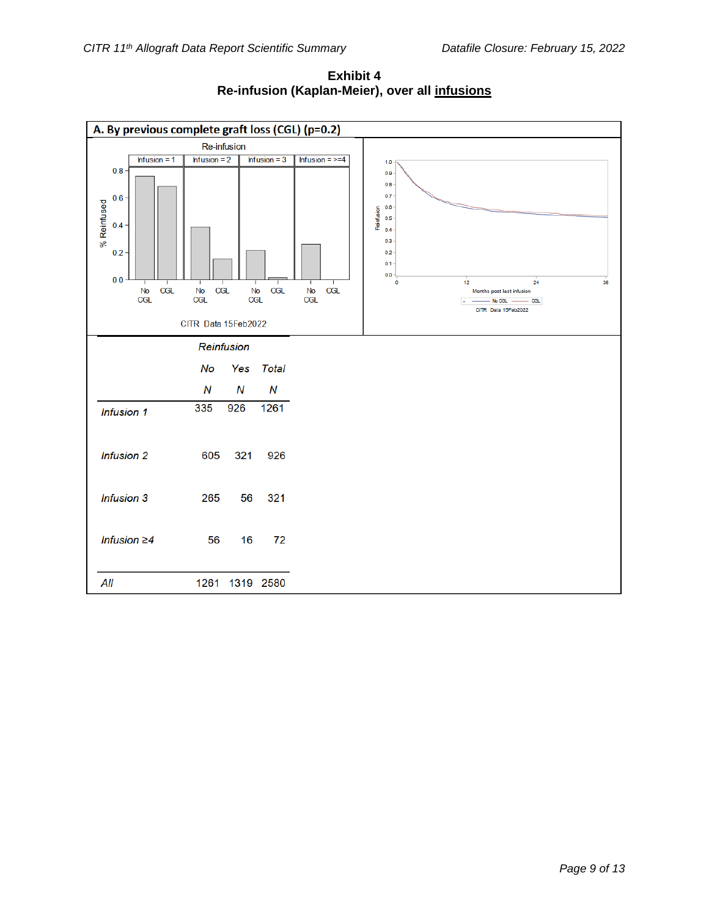**Exhibit 4**
**Re-infusion (Kaplan-Meier), over all infusions**

**A. By previous complete graft loss (CGL) (p=0.2)**

|  | Reinfusion | | |
|---|---|---|---|
|  | *No* | *Yes* | *Total* |
|  | *N* | *N* | *N* |
| *Infusion 1* | 335 | 926 | 1261 |
| *Infusion 2* | 605 | 321 | 926 |
| *Infusion 3* | 265 | 56 | 321 |
| *Infusion ≥4* | 56 | 16 | 72 |
| *All* | 1261 | 1319 | 2580 |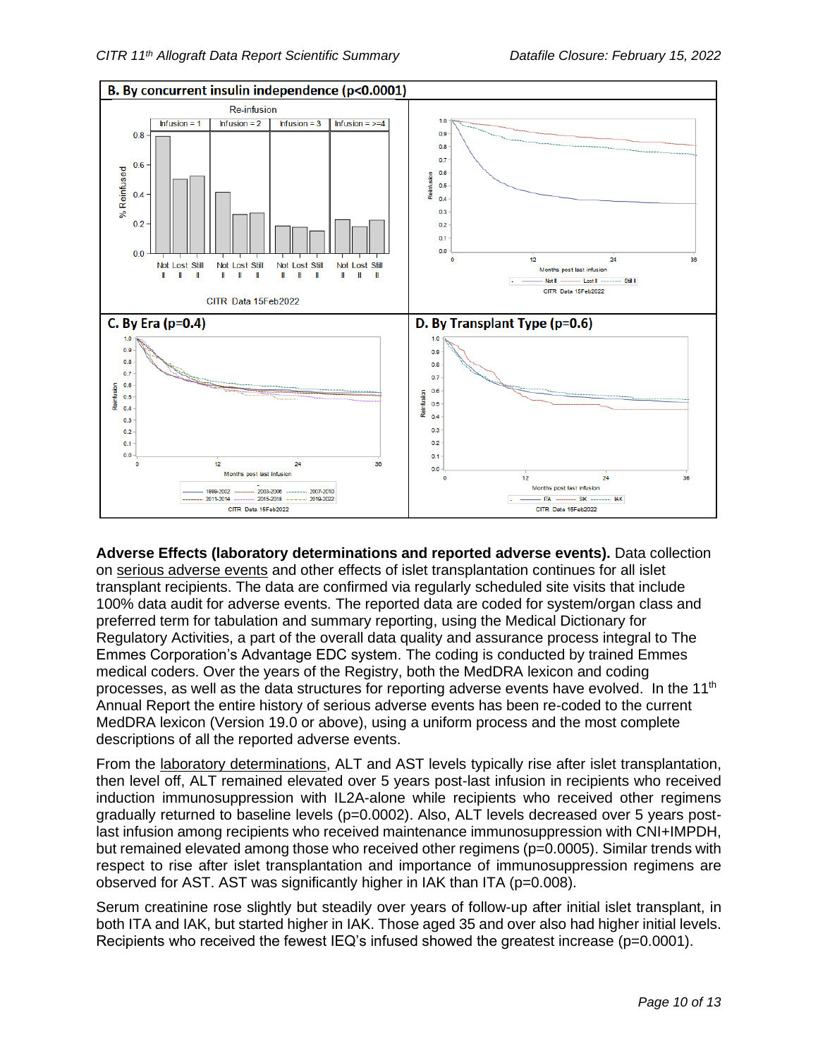**B. By concurrent insulin independence (p<0.0001)**

**C. By Era (p=0.4)**

**D. By Transplant Type (p=0.6)**

**Adverse Effects (laboratory determinations and reported adverse events).** Data collection on serious adverse events and other effects of islet transplantation continues for all islet transplant recipients. The data are confirmed via regularly scheduled site visits that include 100% data audit for adverse events. The reported data are coded for system/organ class and preferred term for tabulation and summary reporting, using the Medical Dictionary for Regulatory Activities, a part of the overall data quality and assurance process integral to The Emmes Corporation's Advantage EDC system. The coding is conducted by trained Emmes medical coders. Over the years of the Registry, both the MedDRA lexicon and coding processes, as well as the data structures for reporting adverse events have evolved. In the 11th Annual Report the entire history of serious adverse events has been re-coded to the current MedDRA lexicon (Version 19.0 or above), using a uniform process and the most complete descriptions of all the reported adverse events.

From the laboratory determinations, ALT and AST levels typically rise after islet transplantation, then level off, ALT remained elevated over 5 years post-last infusion in recipients who received induction immunosuppression with IL2A-alone while recipients who received other regimens gradually returned to baseline levels ($p=0.0002$). Also, ALT levels decreased over 5 years post-last infusion among recipients who received maintenance immunosuppression with CNI+IMPDH, but remained elevated among those who received other regimens ($p=0.0005$). Similar trends with respect to rise after islet transplantation and importance of immunosuppression regimens are observed for AST. AST was significantly higher in IAK than ITA ($p=0.008$).

Serum creatinine rose slightly but steadily over years of follow-up after initial islet transplant, in both ITA and IAK, but started higher in IAK. Those aged 35 and over also had higher initial levels. Recipients who received the fewest IEQ's infused showed the greatest increase ($p=0.0001$).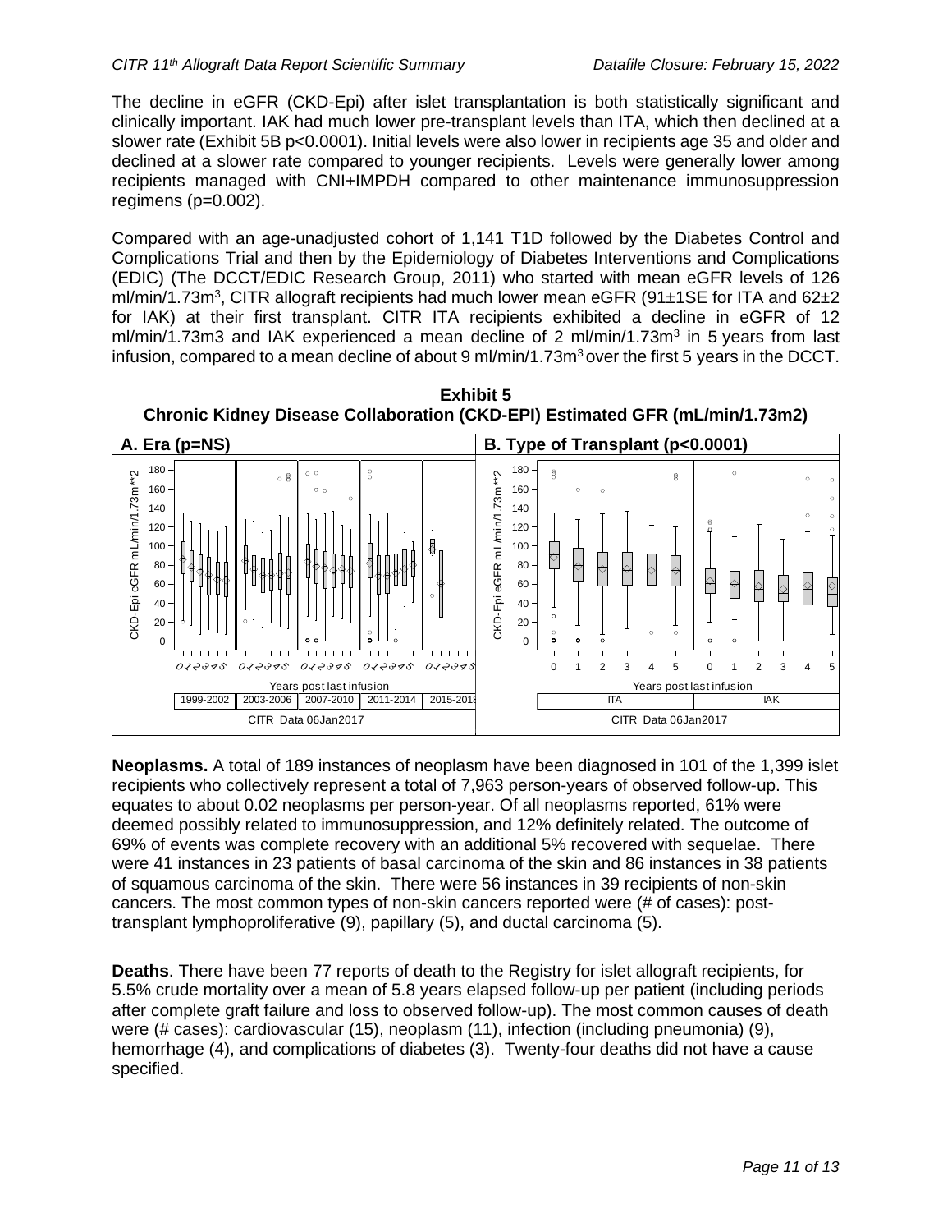The decline in eGFR (CKD-Epi) after islet transplantation is both statistically significant and clinically important. IAK had much lower pre-transplant levels than ITA, which then declined at a slower rate (Exhibit 5B p<0.0001). Initial levels were also lower in recipients age 35 and older and declined at a slower rate compared to younger recipients. Levels were generally lower among recipients managed with CNI+IMPDH compared to other maintenance immunosuppression regimens (p=0.002).

Compared with an age-unadjusted cohort of 1,141 T1D followed by the Diabetes Control and Complications Trial and then by the Epidemiology of Diabetes Interventions and Complications (EDIC) (The DCCT/EDIC Research Group, 2011) who started with mean eGFR levels of 126 ml/min/1.73m$^3$, CITR allograft recipients had much lower mean eGFR (91±1SE for ITA and 62±2 for IAK) at their first transplant. CITR ITA recipients exhibited a decline in eGFR of 12 ml/min/1.73m3 and IAK experienced a mean decline of 2 ml/min/1.73m$^3$ in 5 years from last infusion, compared to a mean decline of about 9 ml/min/1.73m$^3$ over the first 5 years in the DCCT.

**Exhibit 5**
**Chronic Kidney Disease Collaboration (CKD-EPI) Estimated GFR (mL/min/1.73m2)**

**A. Era (p=NS)** — CKD-Epi eGFR mL/min/1.73m**2 by years post last infusion (0–5), for eras 1999-2002, 2003-2006, 2007-2010, 2011-2014, 2015-2018. CITR Data 06Jan2017

**B. Type of Transplant (p<0.0001)** — CKD-Epi eGFR mL/min/1.73m**2 by years post last infusion (0–5), for ITA and IAK. CITR Data 06Jan2017

**Neoplasms.** A total of 189 instances of neoplasm have been diagnosed in 101 of the 1,399 islet recipients who collectively represent a total of 7,963 person-years of observed follow-up. This equates to about 0.02 neoplasms per person-year. Of all neoplasms reported, 61% were deemed possibly related to immunosuppression, and 12% definitely related. The outcome of 69% of events was complete recovery with an additional 5% recovered with sequelae. There were 41 instances in 23 patients of basal carcinoma of the skin and 86 instances in 38 patients of squamous carcinoma of the skin. There were 56 instances in 39 recipients of non-skin cancers. The most common types of non-skin cancers reported were (# of cases): post-transplant lymphoproliferative (9), papillary (5), and ductal carcinoma (5).

**Deaths**. There have been 77 reports of death to the Registry for islet allograft recipients, for 5.5% crude mortality over a mean of 5.8 years elapsed follow-up per patient (including periods after complete graft failure and loss to observed follow-up). The most common causes of death were (# cases): cardiovascular (15), neoplasm (11), infection (including pneumonia) (9), hemorrhage (4), and complications of diabetes (3). Twenty-four deaths did not have a cause specified.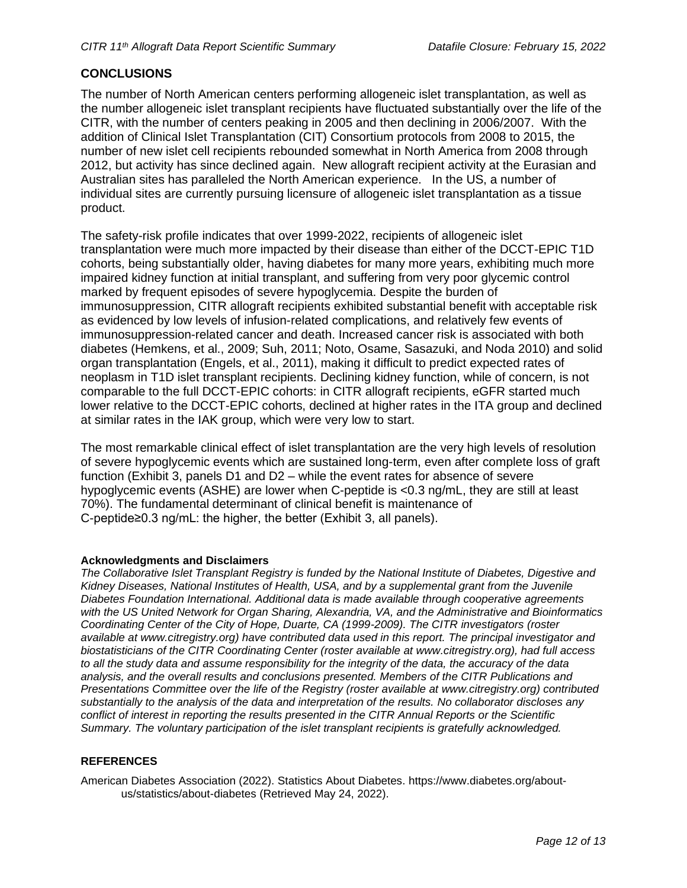## CONCLUSIONS

The number of North American centers performing allogeneic islet transplantation, as well as the number allogeneic islet transplant recipients have fluctuated substantially over the life of the CITR, with the number of centers peaking in 2005 and then declining in 2006/2007. With the addition of Clinical Islet Transplantation (CIT) Consortium protocols from 2008 to 2015, the number of new islet cell recipients rebounded somewhat in North America from 2008 through 2012, but activity has since declined again. New allograft recipient activity at the Eurasian and Australian sites has paralleled the North American experience. In the US, a number of individual sites are currently pursuing licensure of allogeneic islet transplantation as a tissue product.

The safety-risk profile indicates that over 1999-2022, recipients of allogeneic islet transplantation were much more impacted by their disease than either of the DCCT-EPIC T1D cohorts, being substantially older, having diabetes for many more years, exhibiting much more impaired kidney function at initial transplant, and suffering from very poor glycemic control marked by frequent episodes of severe hypoglycemia. Despite the burden of immunosuppression, CITR allograft recipients exhibited substantial benefit with acceptable risk as evidenced by low levels of infusion-related complications, and relatively few events of immunosuppression-related cancer and death. Increased cancer risk is associated with both diabetes (Hemkens, et al., 2009; Suh, 2011; Noto, Osame, Sasazuki, and Noda 2010) and solid organ transplantation (Engels, et al., 2011), making it difficult to predict expected rates of neoplasm in T1D islet transplant recipients. Declining kidney function, while of concern, is not comparable to the full DCCT-EPIC cohorts: in CITR allograft recipients, eGFR started much lower relative to the DCCT-EPIC cohorts, declined at higher rates in the ITA group and declined at similar rates in the IAK group, which were very low to start.

The most remarkable clinical effect of islet transplantation are the very high levels of resolution of severe hypoglycemic events which are sustained long-term, even after complete loss of graft function (Exhibit 3, panels D1 and D2 – while the event rates for absence of severe hypoglycemic events (ASHE) are lower when C-peptide is <0.3 ng/mL, they are still at least 70%). The fundamental determinant of clinical benefit is maintenance of C-peptide≥0.3 ng/mL: the higher, the better (Exhibit 3, all panels).

#### Acknowledgments and Disclaimers

*The Collaborative Islet Transplant Registry is funded by the National Institute of Diabetes, Digestive and Kidney Diseases, National Institutes of Health, USA, and by a supplemental grant from the Juvenile Diabetes Foundation International. Additional data is made available through cooperative agreements with the US United Network for Organ Sharing, Alexandria, VA, and the Administrative and Bioinformatics Coordinating Center of the City of Hope, Duarte, CA (1999-2009). The CITR investigators (roster available at www.citregistry.org) have contributed data used in this report. The principal investigator and biostatisticians of the CITR Coordinating Center (roster available at www.citregistry.org), had full access to all the study data and assume responsibility for the integrity of the data, the accuracy of the data analysis, and the overall results and conclusions presented. Members of the CITR Publications and Presentations Committee over the life of the Registry (roster available at www.citregistry.org) contributed substantially to the analysis of the data and interpretation of the results. No collaborator discloses any conflict of interest in reporting the results presented in the CITR Annual Reports or the Scientific Summary. The voluntary participation of the islet transplant recipients is gratefully acknowledged.*

## REFERENCES

American Diabetes Association (2022). Statistics About Diabetes. https://www.diabetes.org/about-us/statistics/about-diabetes (Retrieved May 24, 2022).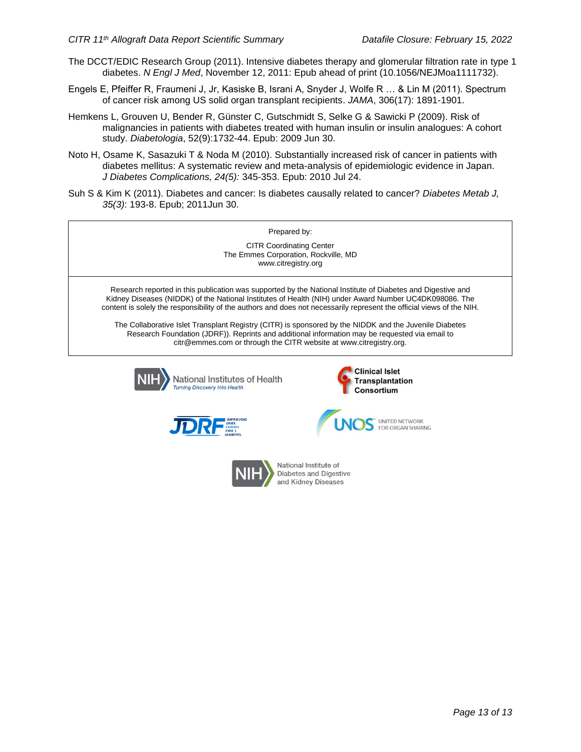The DCCT/EDIC Research Group (2011). Intensive diabetes therapy and glomerular filtration rate in type 1 diabetes. *N Engl J Med*, November 12, 2011: Epub ahead of print (10.1056/NEJMoa1111732).

Engels E, Pfeiffer R, Fraumeni J, Jr, Kasiske B, Israni A, Snyder J, Wolfe R … & Lin M (2011). Spectrum of cancer risk among US solid organ transplant recipients. *JAMA*, 306(17): 1891-1901.

Hemkens L, Grouven U, Bender R, Günster C, Gutschmidt S, Selke G & Sawicki P (2009). Risk of malignancies in patients with diabetes treated with human insulin or insulin analogues: A cohort study. *Diabetologia*, 52(9):1732-44. Epub: 2009 Jun 30.

Noto H, Osame K, Sasazuki T & Noda M (2010). Substantially increased risk of cancer in patients with diabetes mellitus: A systematic review and meta-analysis of epidemiologic evidence in Japan. *J Diabetes Complications, 24(5):* 345-353. Epub: 2010 Jul 24.

Suh S & Kim K (2011). Diabetes and cancer: Is diabetes causally related to cancer? *Diabetes Metab J, 35(3)*: 193-8. Epub; 2011Jun 30.

Prepared by:

CITR Coordinating Center
The Emmes Corporation, Rockville, MD
www.citregistry.org

Research reported in this publication was supported by the National Institute of Diabetes and Digestive and Kidney Diseases (NIDDK) of the National Institutes of Health (NIH) under Award Number UC4DK098086. The content is solely the responsibility of the authors and does not necessarily represent the official views of the NIH.

The Collaborative Islet Transplant Registry (CITR) is sponsored by the NIDDK and the Juvenile Diabetes Research Foundation (JDRF)). Reprints and additional information may be requested via email to citr@emmes.com or through the CITR website at www.citregistry.org.